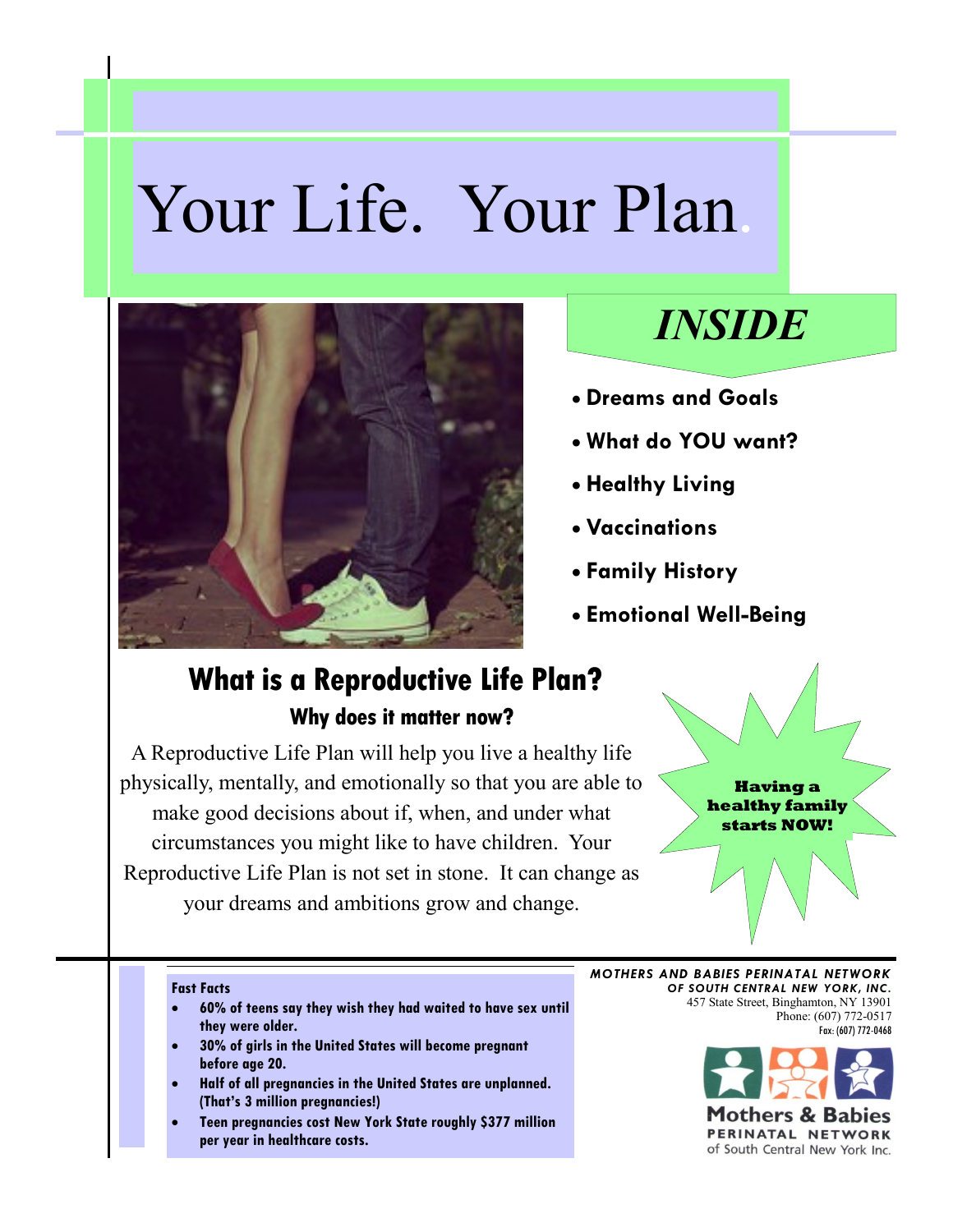# Your Life. Your Plan.

## *INSIDE*

- **Dreams and Goals**
- **What do YOU want?**
- **Healthy Living**
- **Vaccinations**
- **Family History**
- **Emotional Well-Being**

## What is a Reproductive Life Plan?

### Why does it matter now?

A Reproductive Life Plan will help you live a healthy life physically, mentally, and emotionally so that you are able to make good decisions about if, when, and under what circumstances you might like to have children. Your Reproductive Life Plan is not set in stone. It can change as your dreams and ambitions grow and change.

**Having a healthy family starts NOW!**

**Fast Facts**

- **60% of teens say they wish they had waited to have sex until they were older.**
- **30% of girls in the United States will become pregnant before age 20.**
- **Half of all pregnancies in the United States are unplanned. (That's 3 million pregnancies!)**
- **Teen pregnancies cost New York State roughly $377 million per year in healthcare costs.**

***MOTHERS AND BABIES PERINATAL NETWORK OF SOUTH CENTRAL NEW YORK, INC.***
457 State Street, Binghamton, NY 13901
Phone: (607) 772-0517
Fax: (607) 772-0468

**Mothers & Babies**
**PERINATAL NETWORK**
of South Central New York Inc.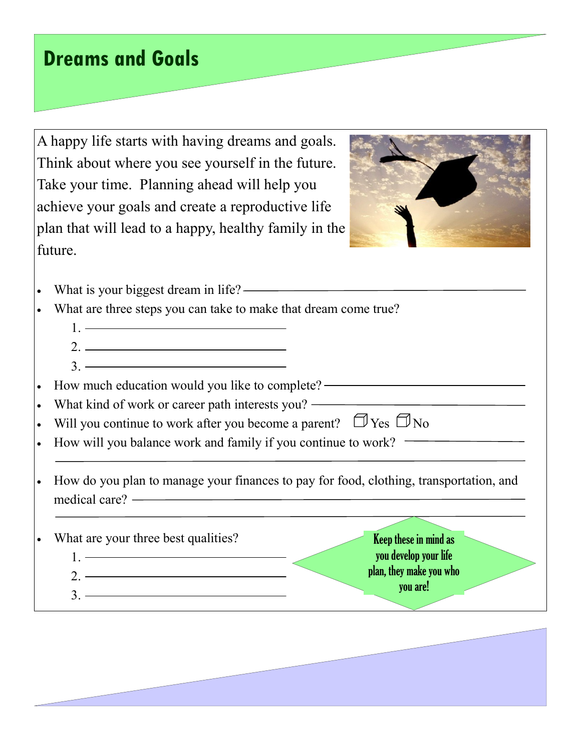# Dreams and Goals

A happy life starts with having dreams and goals. Think about where you see yourself in the future. Take your time. Planning ahead will help you achieve your goals and create a reproductive life plan that will lead to a happy, healthy family in the future.

- What is your biggest dream in life? ______________________________
- What are three steps you can take to make that dream come true?
  1. ______________________________
  2. ______________________________
  3. ______________________________
- How much education would you like to complete? ______________________________
- What kind of work or career path interests you? ______________________________
- Will you continue to work after you become a parent? ☐ Yes ☐ No
- How will you balance work and family if you continue to work? ______________________________
- How do you plan to manage your finances to pay for food, clothing, transportation, and medical care? ______________________________
- What are your three best qualities?
  1. ______________________________
  2. ______________________________
  3. ______________________________

Keep these in mind as you develop your life plan, they make you who you are!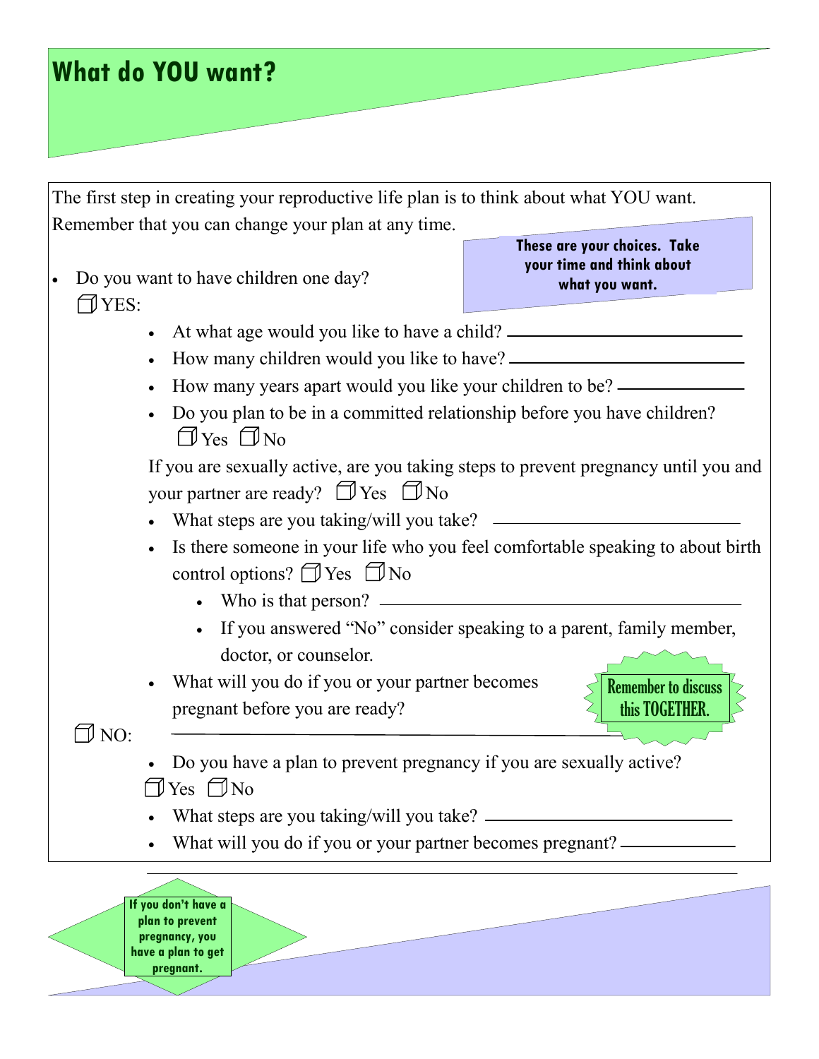# What do YOU want?

The first step in creating your reproductive life plan is to think about what YOU want. Remember that you can change your plan at any time.

**These are your choices. Take your time and think about what you want.**

- Do you want to have children one day?

  ☐ YES:

  - At what age would you like to have a child? ____________________
  - How many children would you like to have? ____________________
  - How many years apart would you like your children to be? __________
  - Do you plan to be in a committed relationship before you have children?
    ☐ Yes ☐ No

  If you are sexually active, are you taking steps to prevent pregnancy until you and your partner are ready? ☐ Yes ☐ No

  - What steps are you taking/will you take? ____________________
  - Is there someone in your life who you feel comfortable speaking to about birth control options? ☐ Yes ☐ No
    - Who is that person? ____________________
    - If you answered "No" consider speaking to a parent, family member, doctor, or counselor.
  - What will you do if you or your partner becomes pregnant before you are ready?

    ____________________

  **Remember to discuss this TOGETHER.**

  ☐ NO:

  - Do you have a plan to prevent pregnancy if you are sexually active?
    ☐ Yes ☐ No
  - What steps are you taking/will you take? ____________________
  - What will you do if you or your partner becomes pregnant? __________

    ____________________

**If you don't have a plan to prevent pregnancy, you have a plan to get pregnant.**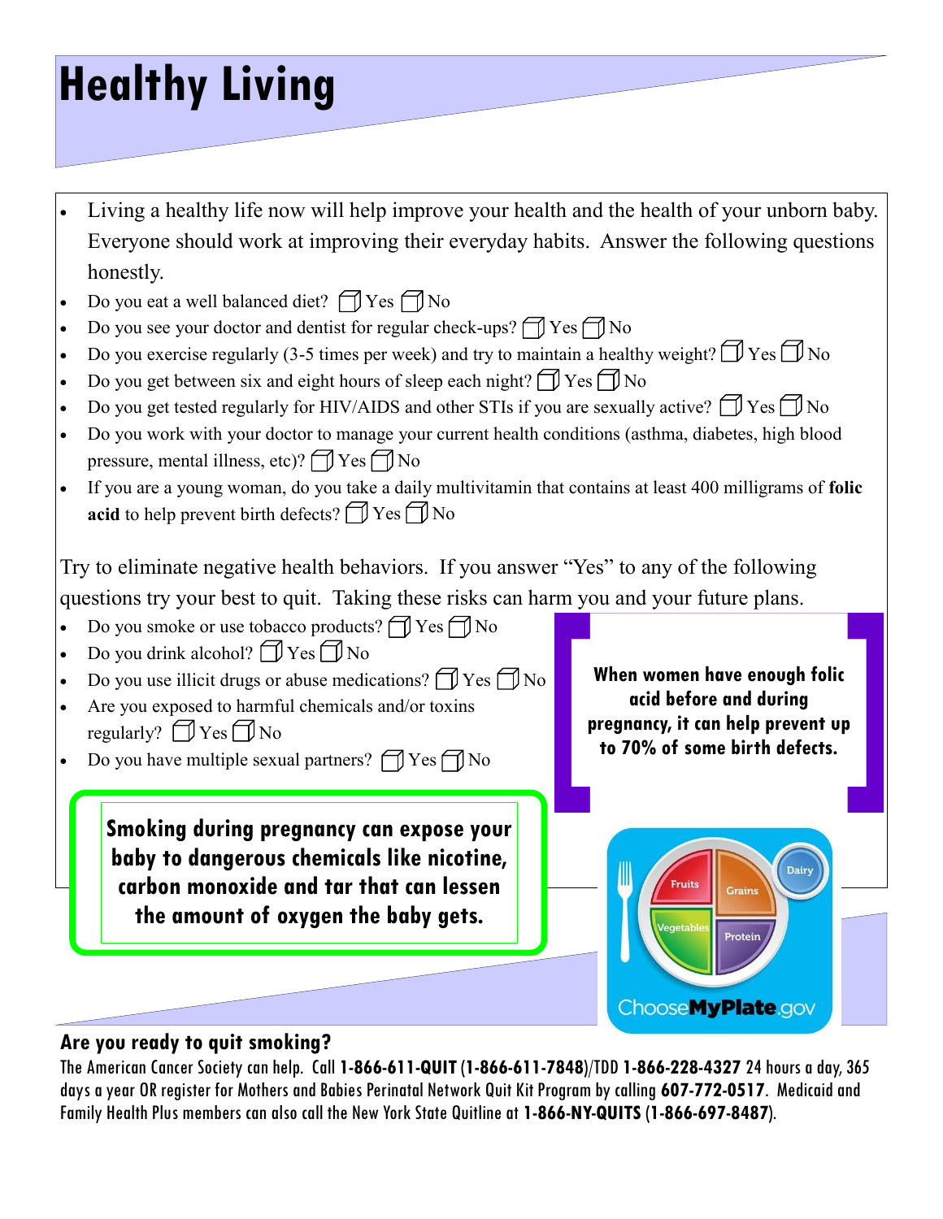# Healthy Living

- Living a healthy life now will help improve your health and the health of your unborn baby. Everyone should work at improving their everyday habits. Answer the following questions honestly.
- Do you eat a well balanced diet? ☐ Yes ☐ No
- Do you see your doctor and dentist for regular check-ups? ☐ Yes ☐ No
- Do you exercise regularly (3-5 times per week) and try to maintain a healthy weight? ☐ Yes ☐ No
- Do you get between six and eight hours of sleep each night? ☐ Yes ☐ No
- Do you get tested regularly for HIV/AIDS and other STIs if you are sexually active? ☐ Yes ☐ No
- Do you work with your doctor to manage your current health conditions (asthma, diabetes, high blood pressure, mental illness, etc)? ☐ Yes ☐ No
- If you are a young woman, do you take a daily multivitamin that contains at least 400 milligrams of **folic acid** to help prevent birth defects? ☐ Yes ☐ No

Try to eliminate negative health behaviors. If you answer "Yes" to any of the following questions try your best to quit. Taking these risks can harm you and your future plans.

- Do you smoke or use tobacco products? ☐ Yes ☐ No
- Do you drink alcohol? ☐ Yes ☐ No
- Do you use illicit drugs or abuse medications? ☐ Yes ☐ No
- Are you exposed to harmful chemicals and/or toxins regularly? ☐ Yes ☐ No
- Do you have multiple sexual partners? ☐ Yes ☐ No

**When women have enough folic acid before and during pregnancy, it can help prevent up to 70% of some birth defects.**

**Smoking during pregnancy can expose your baby to dangerous chemicals like nicotine, carbon monoxide and tar that can lessen the amount of oxygen the baby gets.**

Fruits Grains Dairy Vegetables Protein

ChooseMyPlate.gov

## Are you ready to quit smoking?

The American Cancer Society can help. Call **1-866-611-QUIT** (**1-866-611-7848**)/TDD **1-866-228-4327** 24 hours a day, 365 days a year OR register for Mothers and Babies Perinatal Network Quit Kit Program by calling **607-772-0517**. Medicaid and Family Health Plus members can also call the New York State Quitline at **1-866-NY-QUITS** (**1-866-697-8487**).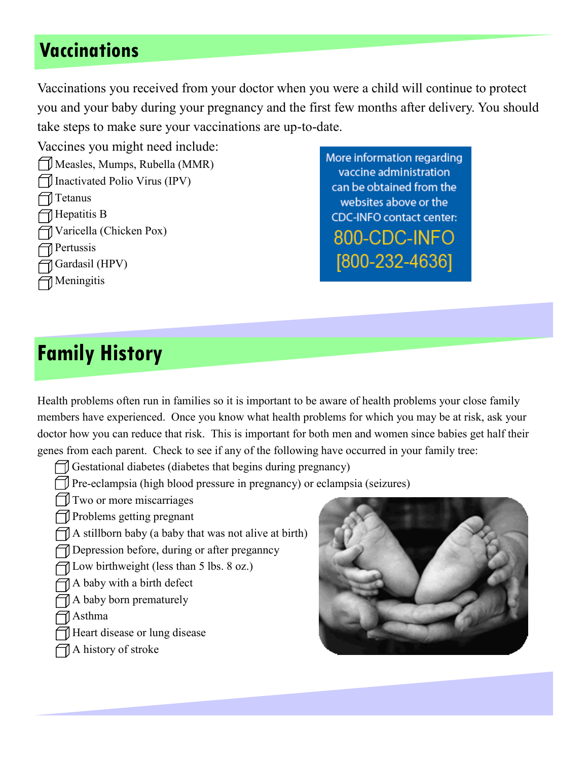## Vaccinations

Vaccinations you received from your doctor when you were a child will continue to protect you and your baby during your pregnancy and the first few months after delivery. You should take steps to make sure your vaccinations are up-to-date.

Vaccines you might need include:

- ☐ Measles, Mumps, Rubella (MMR)
- ☐ Inactivated Polio Virus (IPV)
- ☐ Tetanus
- ☐ Hepatitis B
- ☐ Varicella (Chicken Pox)
- ☐ Pertussis
- ☐ Gardasil (HPV)
- ☐ Meningitis

More information regarding vaccine administration can be obtained from the websites above or the CDC-INFO contact center:

**800-CDC-INFO**
**[800-232-4636]**

## Family History

Health problems often run in families so it is important to be aware of health problems your close family members have experienced. Once you know what health problems for which you may be at risk, ask your doctor how you can reduce that risk. This is important for both men and women since babies get half their genes from each parent. Check to see if any of the following have occurred in your family tree:

- ☐ Gestational diabetes (diabetes that begins during pregnancy)
- ☐ Pre-eclampsia (high blood pressure in pregnancy) or eclampsia (seizures)
- ☐ Two or more miscarriages
- ☐ Problems getting pregnant
- ☐ A stillborn baby (a baby that was not alive at birth)
- ☐ Depression before, during or after preganncy
- ☐ Low birthweight (less than 5 lbs. 8 oz.)
- ☐ A baby with a birth defect
- ☐ A baby born prematurely
- ☐ Asthma
- ☐ Heart disease or lung disease
- ☐ A history of stroke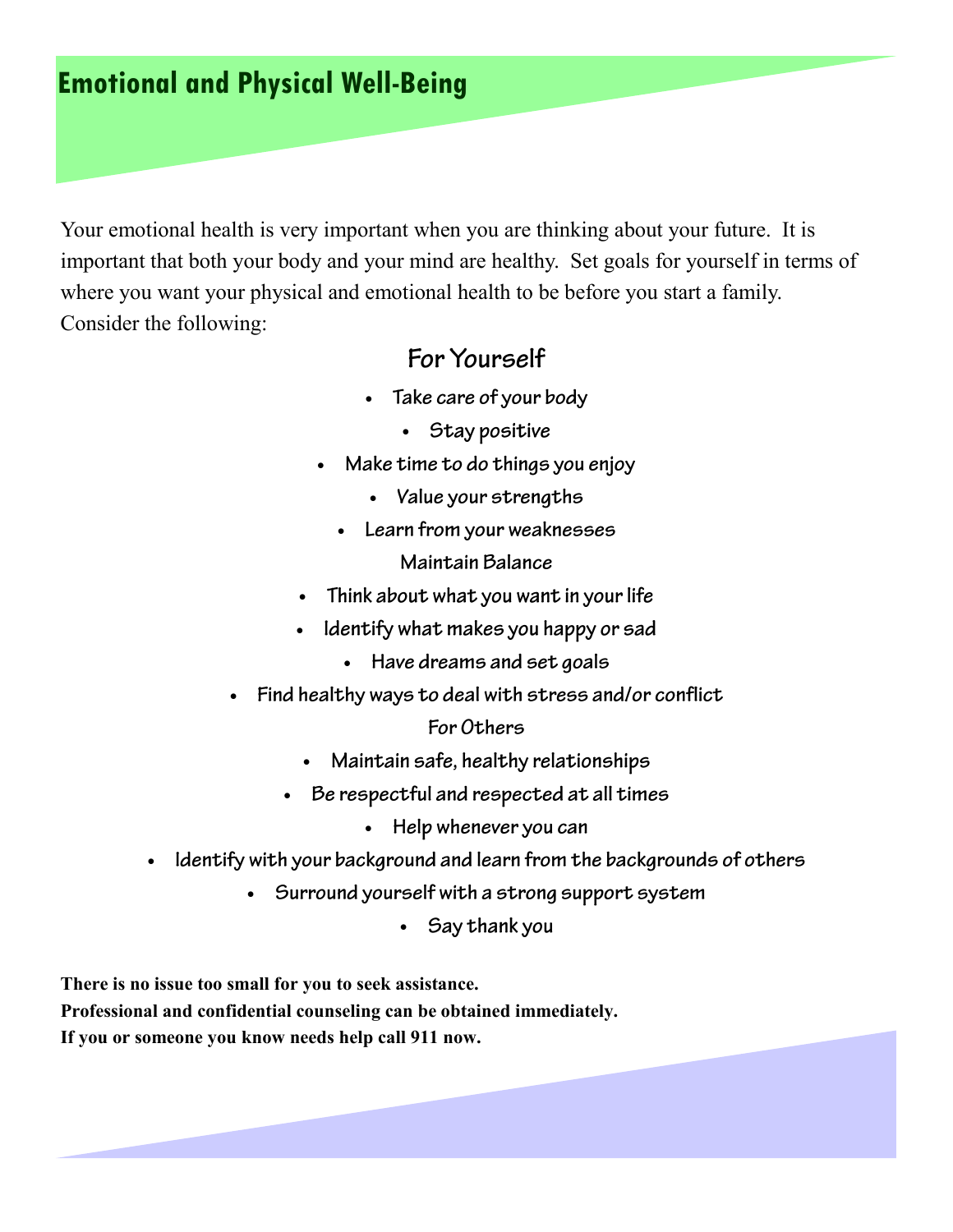# Emotional and Physical Well-Being

Your emotional health is very important when you are thinking about your future. It is important that both your body and your mind are healthy. Set goals for yourself in terms of where you want your physical and emotional health to be before you start a family. Consider the following:

## For Yourself

- Take care of your body
- Stay positive
- Make time to do things you enjoy
- Value your strengths
- Learn from your weaknesses

### Maintain Balance

- Think about what you want in your life
- Identify what makes you happy or sad
- Have dreams and set goals
- Find healthy ways to deal with stress and/or conflict

### For Others

- Maintain safe, healthy relationships
- Be respectful and respected at all times
- Help whenever you can
- Identify with your background and learn from the backgrounds of others
- Surround yourself with a strong support system
- Say thank you

**There is no issue too small for you to seek assistance.**
**Professional and confidential counseling can be obtained immediately.**
**If you or someone you know needs help call 911 now.**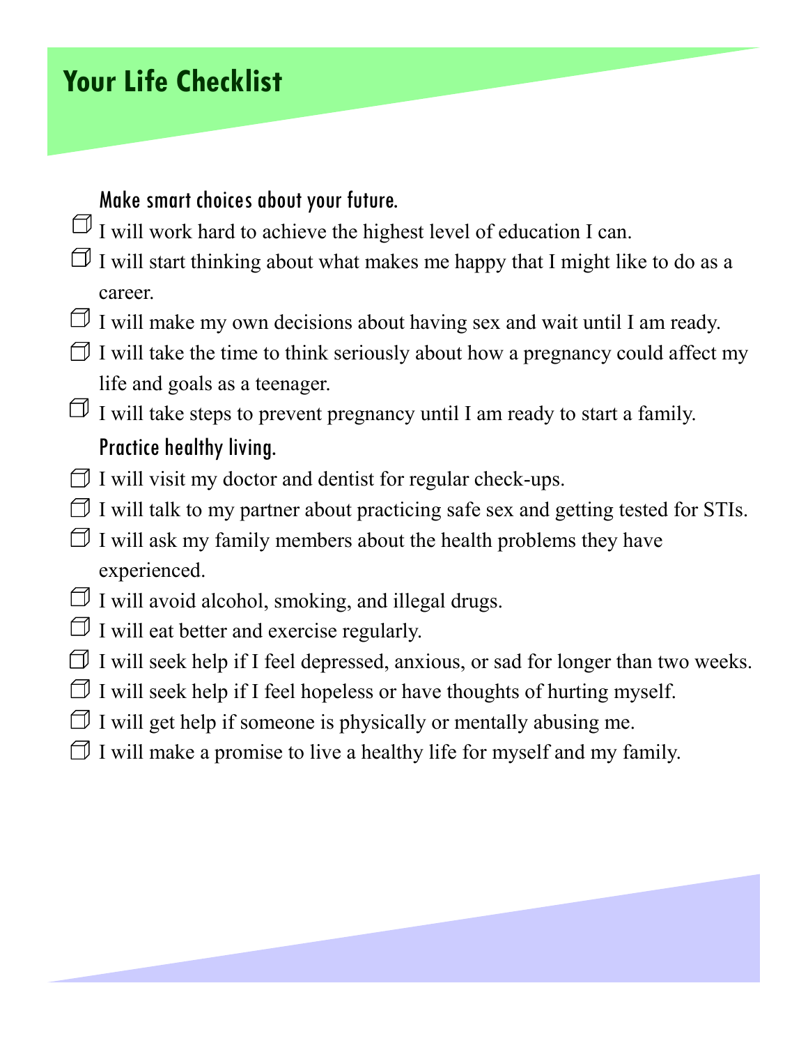# Your Life Checklist

### Make smart choices about your future.

- ☐ I will work hard to achieve the highest level of education I can.
- ☐ I will start thinking about what makes me happy that I might like to do as a career.
- ☐ I will make my own decisions about having sex and wait until I am ready.
- ☐ I will take the time to think seriously about how a pregnancy could affect my life and goals as a teenager.
- ☐ I will take steps to prevent pregnancy until I am ready to start a family.

### Practice healthy living.

- ☐ I will visit my doctor and dentist for regular check-ups.
- ☐ I will talk to my partner about practicing safe sex and getting tested for STIs.
- ☐ I will ask my family members about the health problems they have experienced.
- ☐ I will avoid alcohol, smoking, and illegal drugs.
- ☐ I will eat better and exercise regularly.
- ☐ I will seek help if I feel depressed, anxious, or sad for longer than two weeks.
- ☐ I will seek help if I feel hopeless or have thoughts of hurting myself.
- ☐ I will get help if someone is physically or mentally abusing me.
- ☐ I will make a promise to live a healthy life for myself and my family.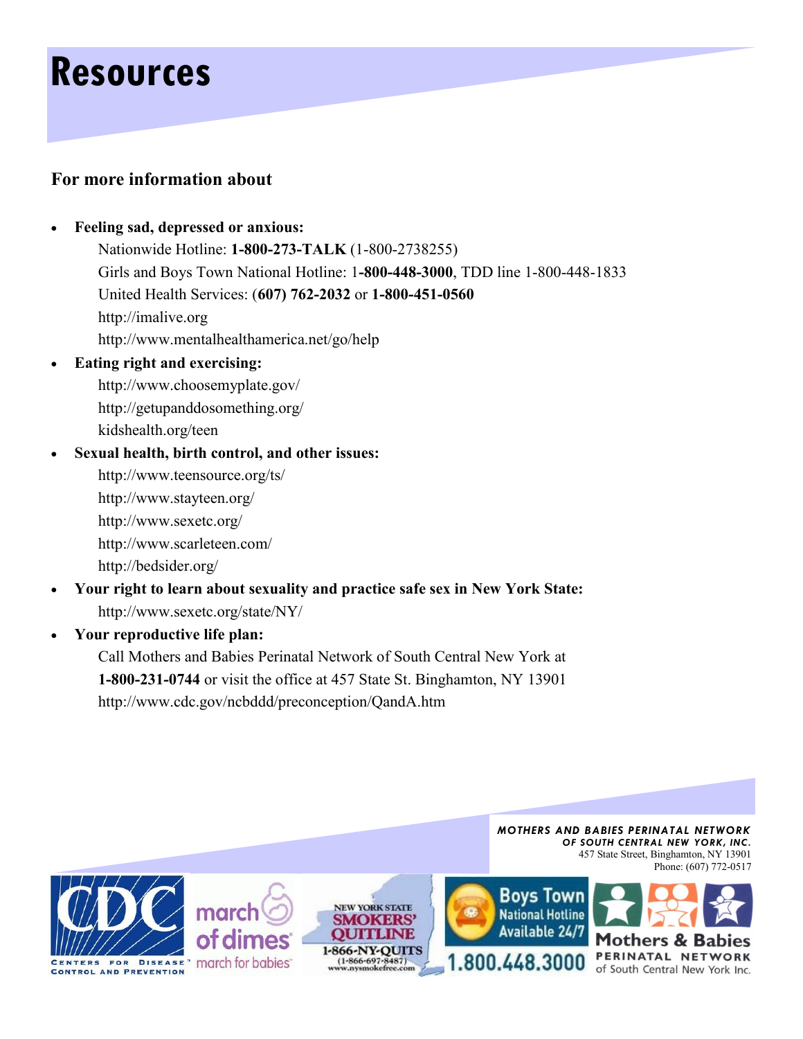# Resources

### For more information about

- **Feeling sad, depressed or anxious:**
  Nationwide Hotline: **1-800-273-TALK** (1-800-2738255)
  Girls and Boys Town National Hotline: 1**-800-448-3000**, TDD line 1-800-448-1833
  United Health Services: (**607) 762-2032** or **1-800-451-0560**
  http://imalive.org
  http://www.mentalhealthamerica.net/go/help
- **Eating right and exercising:**
  http://www.choosemyplate.gov/
  http://getupanddosomething.org/
  kidshealth.org/teen
- **Sexual health, birth control, and other issues:**
  http://www.teensource.org/ts/
  http://www.stayteen.org/
  http://www.sexetc.org/
  http://www.scarleteen.com/
  http://bedsider.org/
- **Your right to learn about sexuality and practice safe sex in New York State:**
  http://www.sexetc.org/state/NY/
- **Your reproductive life plan:**
  Call Mothers and Babies Perinatal Network of South Central New York at **1-800-231-0744** or visit the office at 457 State St. Binghamton, NY 13901
  http://www.cdc.gov/ncbddd/preconception/QandA.htm

***MOTHERS AND BABIES PERINATAL NETWORK OF SOUTH CENTRAL NEW YORK, INC.***
457 State Street, Binghamton, NY 13901
Phone: (607) 772-0517

CDC CENTERS FOR DISEASE CONTROL AND PREVENTION

march of dimes march for babies

NEW YORK STATE SMOKERS' QUITLINE 1-866-NY-QUITS (1-866-697-8487) www.nysmokefree.com

Boys Town National Hotline Available 24/7 1.800.448.3000

Mothers & Babies PERINATAL NETWORK of South Central New York Inc.